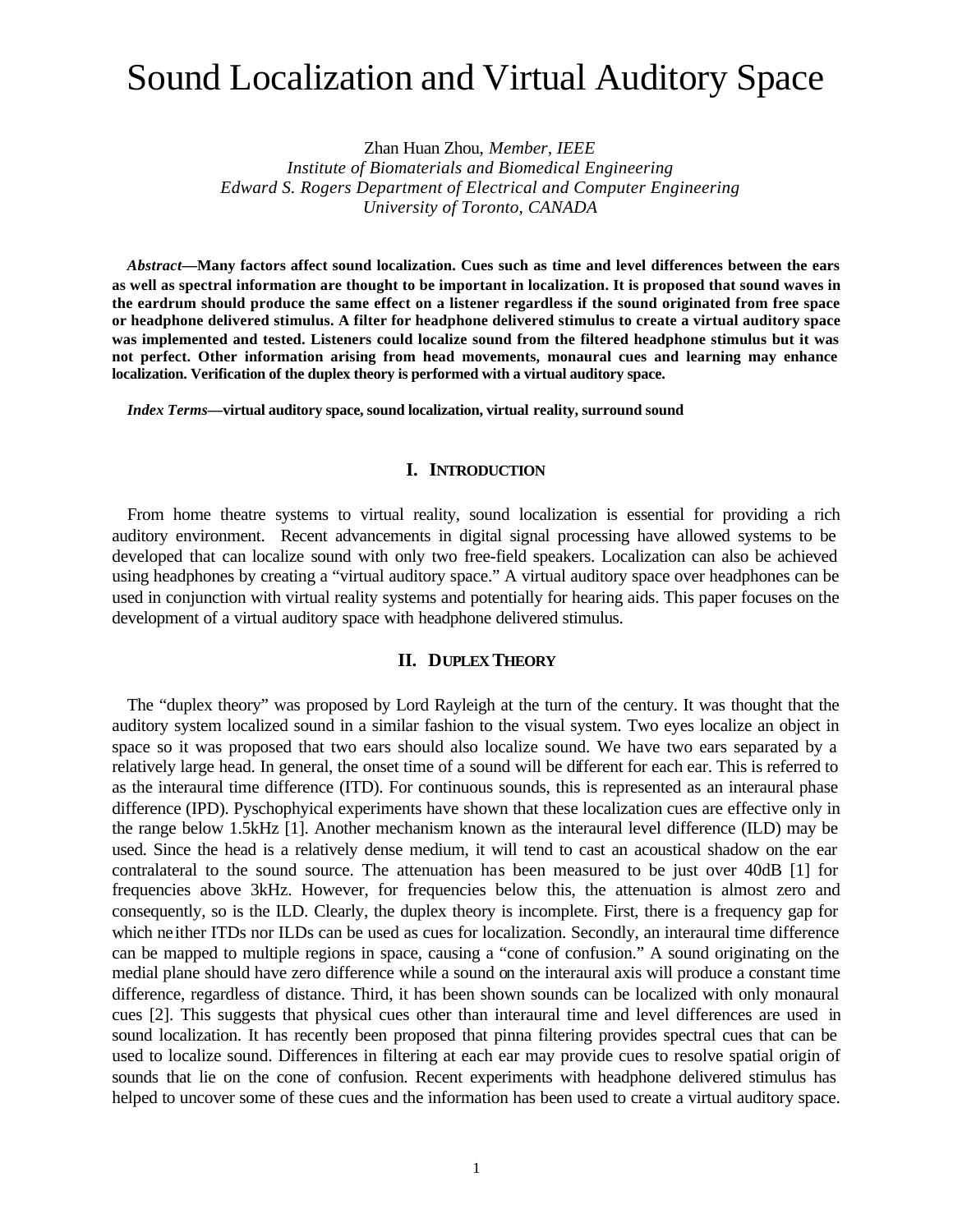# Sound Localization and Virtual Auditory Space

Zhan Huan Zhou, *Member, IEEE*
*Institute of Biomaterials and Biomedical Engineering*
*Edward S. Rogers Department of Electrical and Computer Engineering*
*University of Toronto, CANADA*

***Abstract*—Many factors affect sound localization. Cues such as time and level differences between the ears as well as spectral information are thought to be important in localization. It is proposed that sound waves in the eardrum should produce the same effect on a listener regardless if the sound originated from free space or headphone delivered stimulus. A filter for headphone delivered stimulus to create a virtual auditory space was implemented and tested. Listeners could localize sound from the filtered headphone stimulus but it was not perfect. Other information arising from head movements, monaural cues and learning may enhance localization. Verification of the duplex theory is performed with a virtual auditory space.**

***Index Terms*—virtual auditory space, sound localization, virtual reality, surround sound**

## I. Introduction

From home theatre systems to virtual reality, sound localization is essential for providing a rich auditory environment. Recent advancements in digital signal processing have allowed systems to be developed that can localize sound with only two free-field speakers. Localization can also be achieved using headphones by creating a "virtual auditory space." A virtual auditory space over headphones can be used in conjunction with virtual reality systems and potentially for hearing aids. This paper focuses on the development of a virtual auditory space with headphone delivered stimulus.

## II. Duplex Theory

The "duplex theory" was proposed by Lord Rayleigh at the turn of the century. It was thought that the auditory system localized sound in a similar fashion to the visual system. Two eyes localize an object in space so it was proposed that two ears should also localize sound. We have two ears separated by a relatively large head. In general, the onset time of a sound will be different for each ear. This is referred to as the interaural time difference (ITD). For continuous sounds, this is represented as an interaural phase difference (IPD). Pyschophyical experiments have shown that these localization cues are effective only in the range below 1.5kHz [1]. Another mechanism known as the interaural level difference (ILD) may be used. Since the head is a relatively dense medium, it will tend to cast an acoustical shadow on the ear contralateral to the sound source. The attenuation has been measured to be just over 40dB [1] for frequencies above 3kHz. However, for frequencies below this, the attenuation is almost zero and consequently, so is the ILD. Clearly, the duplex theory is incomplete. First, there is a frequency gap for which neither ITDs nor ILDs can be used as cues for localization. Secondly, an interaural time difference can be mapped to multiple regions in space, causing a "cone of confusion." A sound originating on the medial plane should have zero difference while a sound on the interaural axis will produce a constant time difference, regardless of distance. Third, it has been shown sounds can be localized with only monaural cues [2]. This suggests that physical cues other than interaural time and level differences are used in sound localization. It has recently been proposed that pinna filtering provides spectral cues that can be used to localize sound. Differences in filtering at each ear may provide cues to resolve spatial origin of sounds that lie on the cone of confusion. Recent experiments with headphone delivered stimulus has helped to uncover some of these cues and the information has been used to create a virtual auditory space.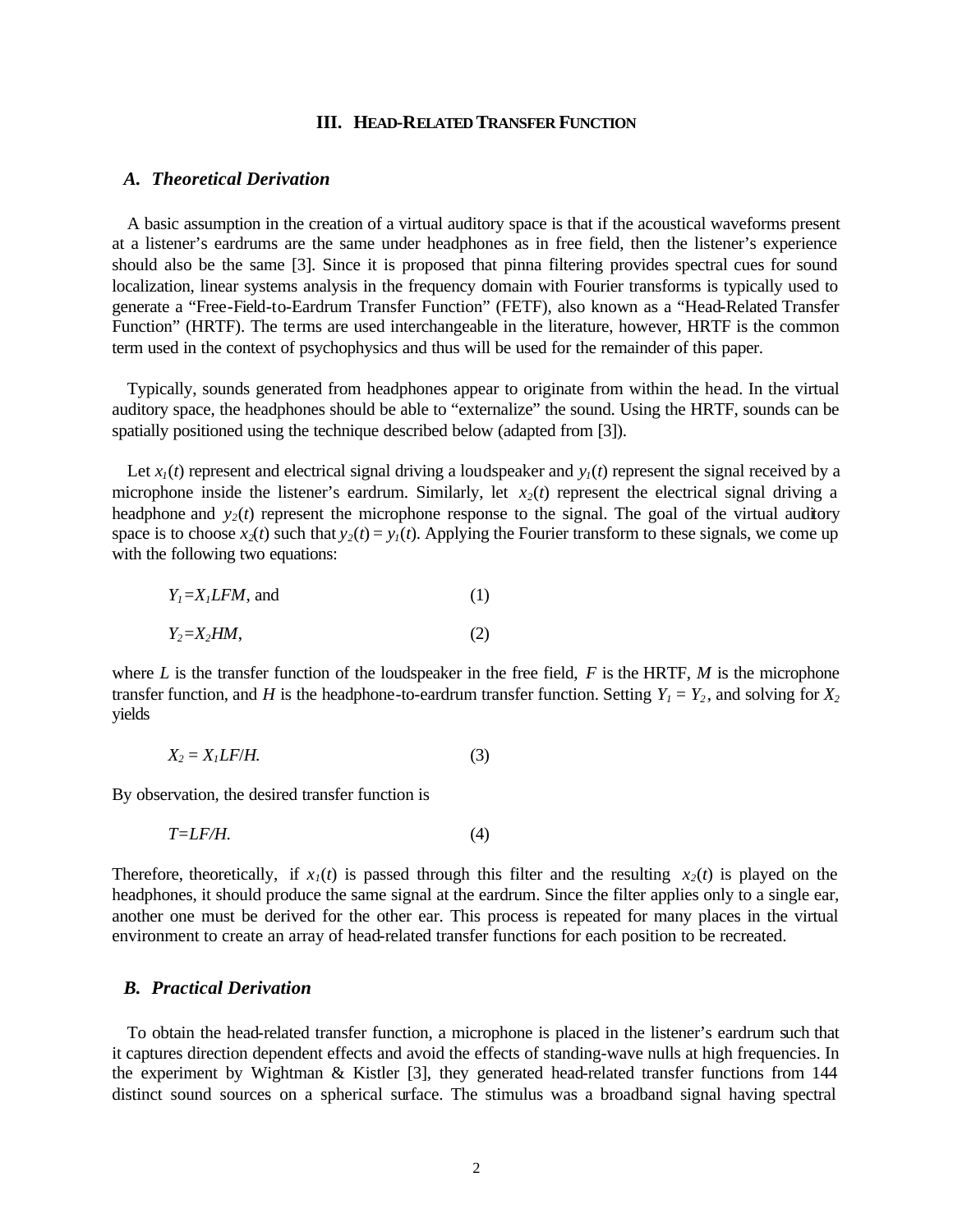## III. HEAD-RELATED TRANSFER FUNCTION

### *A. Theoretical Derivation*

A basic assumption in the creation of a virtual auditory space is that if the acoustical waveforms present at a listener's eardrums are the same under headphones as in free field, then the listener's experience should also be the same [3]. Since it is proposed that pinna filtering provides spectral cues for sound localization, linear systems analysis in the frequency domain with Fourier transforms is typically used to generate a "Free-Field-to-Eardrum Transfer Function" (FETF), also known as a "Head-Related Transfer Function" (HRTF). The terms are used interchangeable in the literature, however, HRTF is the common term used in the context of psychophysics and thus will be used for the remainder of this paper.

Typically, sounds generated from headphones appear to originate from within the head. In the virtual auditory space, the headphones should be able to "externalize" the sound. Using the HRTF, sounds can be spatially positioned using the technique described below (adapted from [3]).

Let $x_1(t)$ represent and electrical signal driving a loudspeaker and $y_1(t)$ represent the signal received by a microphone inside the listener's eardrum. Similarly, let $x_2(t)$ represent the electrical signal driving a headphone and $y_2(t)$ represent the microphone response to the signal. The goal of the virtual auditory space is to choose $x_2(t)$ such that $y_2(t) = y_1(t)$. Applying the Fourier transform to these signals, we come up with the following two equations:

$$Y_1 = X_1 LFM, \text{ and} \tag{1}$$

$$Y_2 = X_2 HM, \tag{2}$$

where $L$ is the transfer function of the loudspeaker in the free field, $F$ is the HRTF, $M$ is the microphone transfer function, and $H$ is the headphone-to-eardrum transfer function. Setting $Y_1 = Y_2$, and solving for $X_2$ yields

$$X_2 = X_1 LF/H. \tag{3}$$

By observation, the desired transfer function is

$$T = LF/H. \tag{4}$$

Therefore, theoretically, if $x_1(t)$ is passed through this filter and the resulting $x_2(t)$ is played on the headphones, it should produce the same signal at the eardrum. Since the filter applies only to a single ear, another one must be derived for the other ear. This process is repeated for many places in the virtual environment to create an array of head-related transfer functions for each position to be recreated.

### *B. Practical Derivation*

To obtain the head-related transfer function, a microphone is placed in the listener's eardrum such that it captures direction dependent effects and avoid the effects of standing-wave nulls at high frequencies. In the experiment by Wightman & Kistler [3], they generated head-related transfer functions from 144 distinct sound sources on a spherical surface. The stimulus was a broadband signal having spectral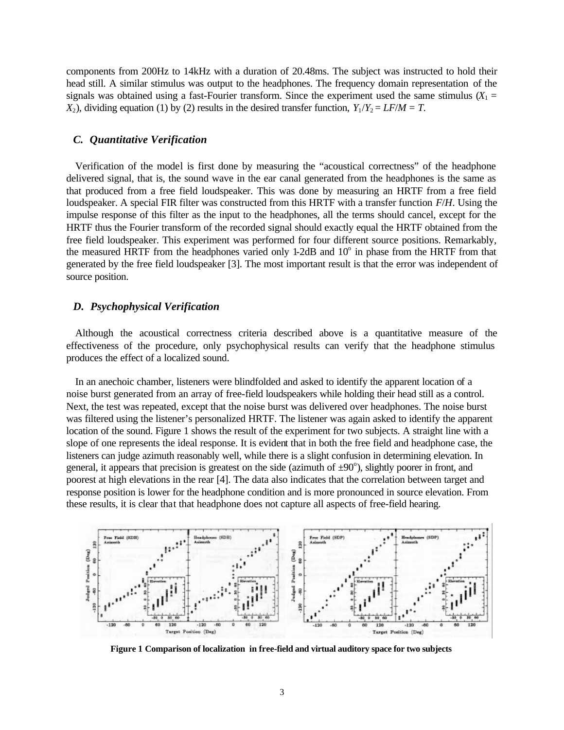components from 200Hz to 14kHz with a duration of 20.48ms. The subject was instructed to hold their head still. A similar stimulus was output to the headphones. The frequency domain representation of the signals was obtained using a fast-Fourier transform. Since the experiment used the same stimulus ($X_1 = X_2$), dividing equation (1) by (2) results in the desired transfer function, $Y_1/Y_2 = LF/M = T$.

### *C. Quantitative Verification*

Verification of the model is first done by measuring the "acoustical correctness" of the headphone delivered signal, that is, the sound wave in the ear canal generated from the headphones is the same as that produced from a free field loudspeaker. This was done by measuring an HRTF from a free field loudspeaker. A special FIR filter was constructed from this HRTF with a transfer function $F/H$. Using the impulse response of this filter as the input to the headphones, all the terms should cancel, except for the HRTF thus the Fourier transform of the recorded signal should exactly equal the HRTF obtained from the free field loudspeaker. This experiment was performed for four different source positions. Remarkably, the measured HRTF from the headphones varied only 1-2dB and $10^o$ in phase from the HRTF from that generated by the free field loudspeaker [3]. The most important result is that the error was independent of source position.

### *D. Psychophysical Verification*

Although the acoustical correctness criteria described above is a quantitative measure of the effectiveness of the procedure, only psychophysical results can verify that the headphone stimulus produces the effect of a localized sound.

In an anechoic chamber, listeners were blindfolded and asked to identify the apparent location of a noise burst generated from an array of free-field loudspeakers while holding their head still as a control. Next, the test was repeated, except that the noise burst was delivered over headphones. The noise burst was filtered using the listener's personalized HRTF. The listener was again asked to identify the apparent location of the sound. Figure 1 shows the result of the experiment for two subjects. A straight line with a slope of one represents the ideal response. It is evident that in both the free field and headphone case, the listeners can judge azimuth reasonably well, while there is a slight confusion in determining elevation. In general, it appears that precision is greatest on the side (azimuth of $\pm 90^o$), slightly poorer in front, and poorest at high elevations in the rear [4]. The data also indicates that the correlation between target and response position is lower for the headphone condition and is more pronounced in source elevation. From these results, it is clear that that headphone does not capture all aspects of free-field hearing.

**Figure 1 Comparison of localization in free-field and virtual auditory space for two subjects**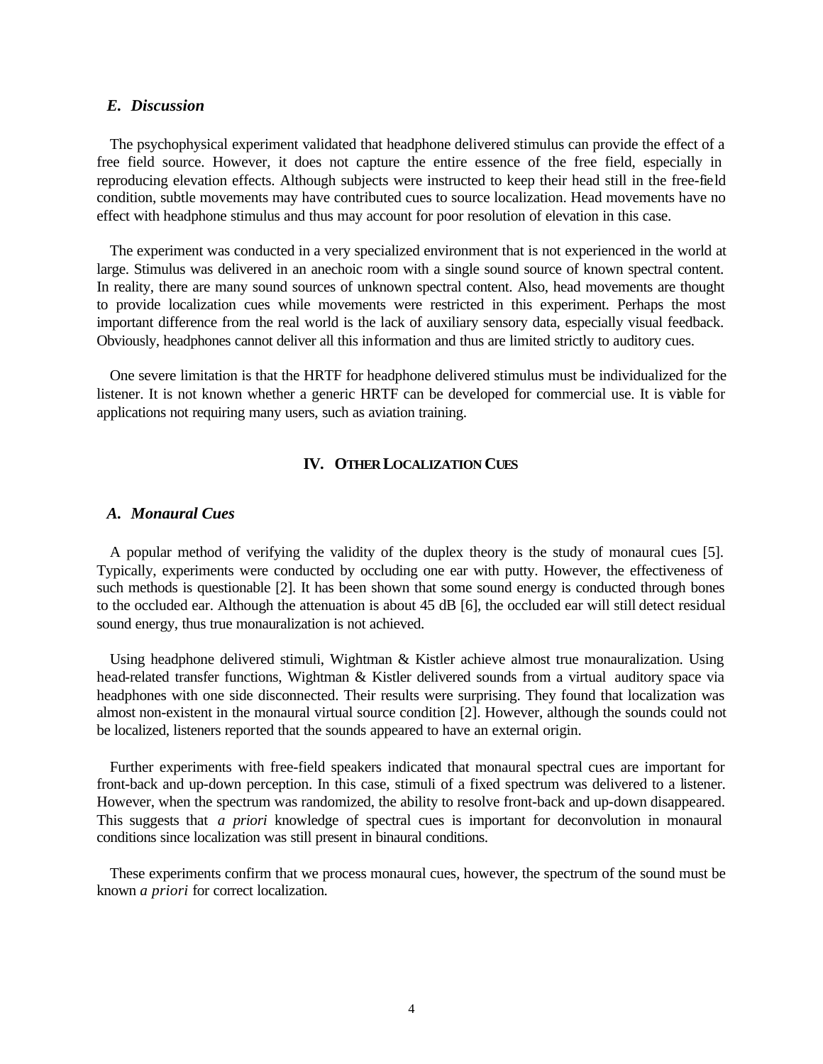### *E. Discussion*

The psychophysical experiment validated that headphone delivered stimulus can provide the effect of a free field source. However, it does not capture the entire essence of the free field, especially in reproducing elevation effects. Although subjects were instructed to keep their head still in the free-field condition, subtle movements may have contributed cues to source localization. Head movements have no effect with headphone stimulus and thus may account for poor resolution of elevation in this case.

The experiment was conducted in a very specialized environment that is not experienced in the world at large. Stimulus was delivered in an anechoic room with a single sound source of known spectral content. In reality, there are many sound sources of unknown spectral content. Also, head movements are thought to provide localization cues while movements were restricted in this experiment. Perhaps the most important difference from the real world is the lack of auxiliary sensory data, especially visual feedback. Obviously, headphones cannot deliver all this information and thus are limited strictly to auditory cues.

One severe limitation is that the HRTF for headphone delivered stimulus must be individualized for the listener. It is not known whether a generic HRTF can be developed for commercial use. It is viable for applications not requiring many users, such as aviation training.

## IV. OTHER LOCALIZATION CUES

### *A. Monaural Cues*

A popular method of verifying the validity of the duplex theory is the study of monaural cues [5]. Typically, experiments were conducted by occluding one ear with putty. However, the effectiveness of such methods is questionable [2]. It has been shown that some sound energy is conducted through bones to the occluded ear. Although the attenuation is about 45 dB [6], the occluded ear will still detect residual sound energy, thus true monauralization is not achieved.

Using headphone delivered stimuli, Wightman & Kistler achieve almost true monauralization. Using head-related transfer functions, Wightman & Kistler delivered sounds from a virtual auditory space via headphones with one side disconnected. Their results were surprising. They found that localization was almost non-existent in the monaural virtual source condition [2]. However, although the sounds could not be localized, listeners reported that the sounds appeared to have an external origin.

Further experiments with free-field speakers indicated that monaural spectral cues are important for front-back and up-down perception. In this case, stimuli of a fixed spectrum was delivered to a listener. However, when the spectrum was randomized, the ability to resolve front-back and up-down disappeared. This suggests that *a priori* knowledge of spectral cues is important for deconvolution in monaural conditions since localization was still present in binaural conditions.

These experiments confirm that we process monaural cues, however, the spectrum of the sound must be known *a priori* for correct localization.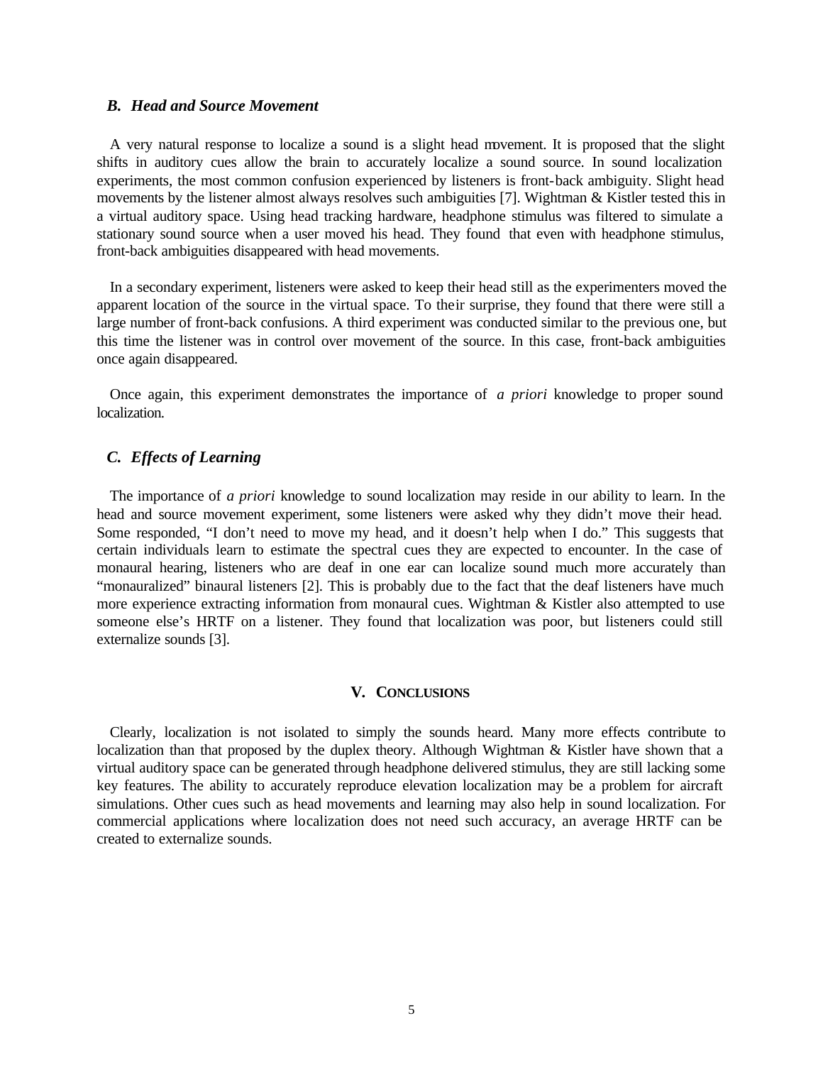### *B. Head and Source Movement*

A very natural response to localize a sound is a slight head movement. It is proposed that the slight shifts in auditory cues allow the brain to accurately localize a sound source. In sound localization experiments, the most common confusion experienced by listeners is front-back ambiguity. Slight head movements by the listener almost always resolves such ambiguities [7]. Wightman & Kistler tested this in a virtual auditory space. Using head tracking hardware, headphone stimulus was filtered to simulate a stationary sound source when a user moved his head. They found that even with headphone stimulus, front-back ambiguities disappeared with head movements.

In a secondary experiment, listeners were asked to keep their head still as the experimenters moved the apparent location of the source in the virtual space. To their surprise, they found that there were still a large number of front-back confusions. A third experiment was conducted similar to the previous one, but this time the listener was in control over movement of the source. In this case, front-back ambiguities once again disappeared.

Once again, this experiment demonstrates the importance of *a priori* knowledge to proper sound localization.

### *C. Effects of Learning*

The importance of *a priori* knowledge to sound localization may reside in our ability to learn. In the head and source movement experiment, some listeners were asked why they didn't move their head. Some responded, "I don't need to move my head, and it doesn't help when I do." This suggests that certain individuals learn to estimate the spectral cues they are expected to encounter. In the case of monaural hearing, listeners who are deaf in one ear can localize sound much more accurately than "monauralized" binaural listeners [2]. This is probably due to the fact that the deaf listeners have much more experience extracting information from monaural cues. Wightman & Kistler also attempted to use someone else's HRTF on a listener. They found that localization was poor, but listeners could still externalize sounds [3].

## V. Conclusions

Clearly, localization is not isolated to simply the sounds heard. Many more effects contribute to localization than that proposed by the duplex theory. Although Wightman & Kistler have shown that a virtual auditory space can be generated through headphone delivered stimulus, they are still lacking some key features. The ability to accurately reproduce elevation localization may be a problem for aircraft simulations. Other cues such as head movements and learning may also help in sound localization. For commercial applications where localization does not need such accuracy, an average HRTF can be created to externalize sounds.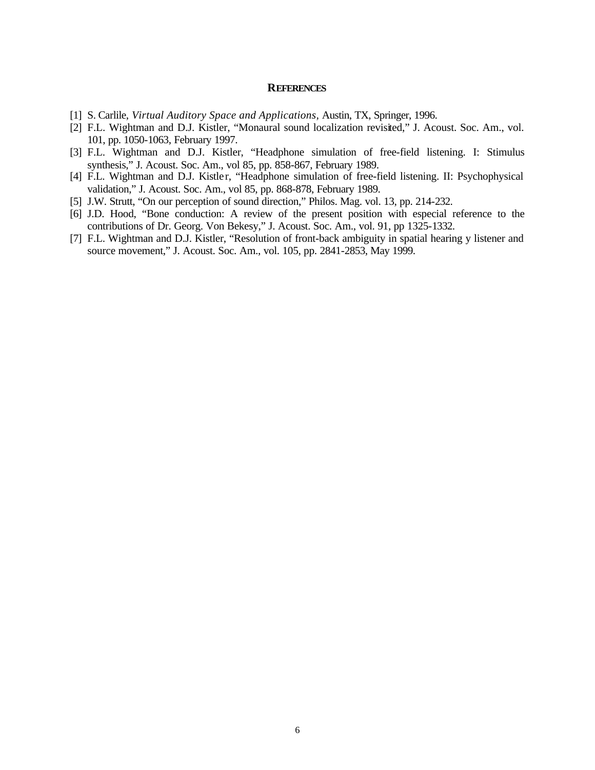## REFERENCES

[1] S. Carlile, *Virtual Auditory Space and Applications*, Austin, TX, Springer, 1996.

[2] F.L. Wightman and D.J. Kistler, "Monaural sound localization revisited," J. Acoust. Soc. Am., vol. 101, pp. 1050-1063, February 1997.

[3] F.L. Wightman and D.J. Kistler, "Headphone simulation of free-field listening. I: Stimulus synthesis," J. Acoust. Soc. Am., vol 85, pp. 858-867, February 1989.

[4] F.L. Wightman and D.J. Kistler, "Headphone simulation of free-field listening. II: Psychophysical validation," J. Acoust. Soc. Am., vol 85, pp. 868-878, February 1989.

[5] J.W. Strutt, "On our perception of sound direction," Philos. Mag. vol. 13, pp. 214-232.

[6] J.D. Hood, "Bone conduction: A review of the present position with especial reference to the contributions of Dr. Georg. Von Bekesy," J. Acoust. Soc. Am., vol. 91, pp 1325-1332.

[7] F.L. Wightman and D.J. Kistler, "Resolution of front-back ambiguity in spatial hearing y listener and source movement," J. Acoust. Soc. Am., vol. 105, pp. 2841-2853, May 1999.